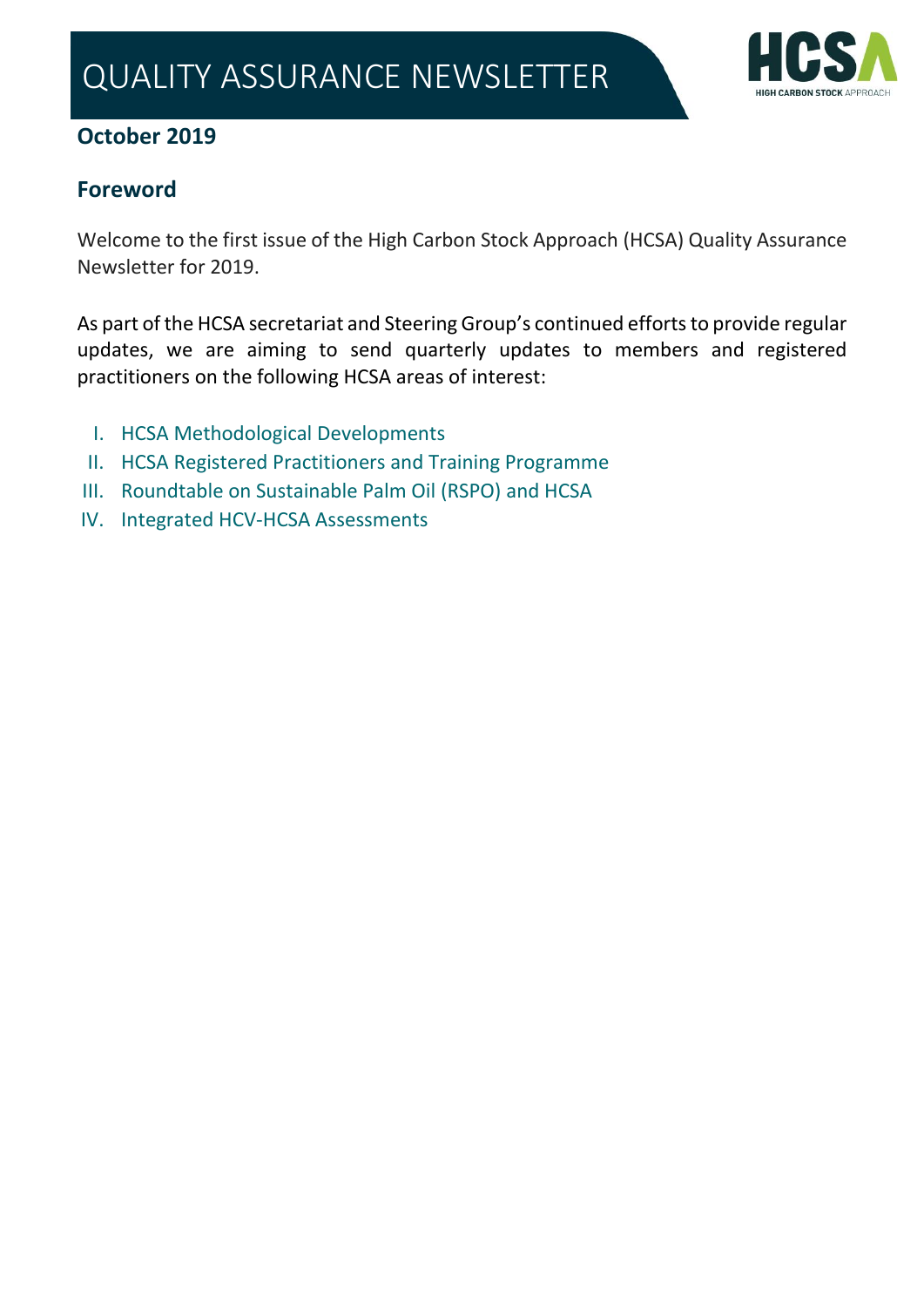# QUALITY ASSURANCE NEWSLETTER

## October 2019

## Foreword

Welcome to the first issue of the High Carbon Stock Approach (HCSA) Quality Assurance Newsletter for 2019.

As part of the HCSA secretariat and Steering Group's continued efforts to provide regular updates, we are aiming to send quarterly updates to members and registered practitioners on the following HCSA areas of interest:

I. HCSA Methodological Developments
II. HCSA Registered Practitioners and Training Programme
III. Roundtable on Sustainable Palm Oil (RSPO) and HCSA
IV. Integrated HCV-HCSA Assessments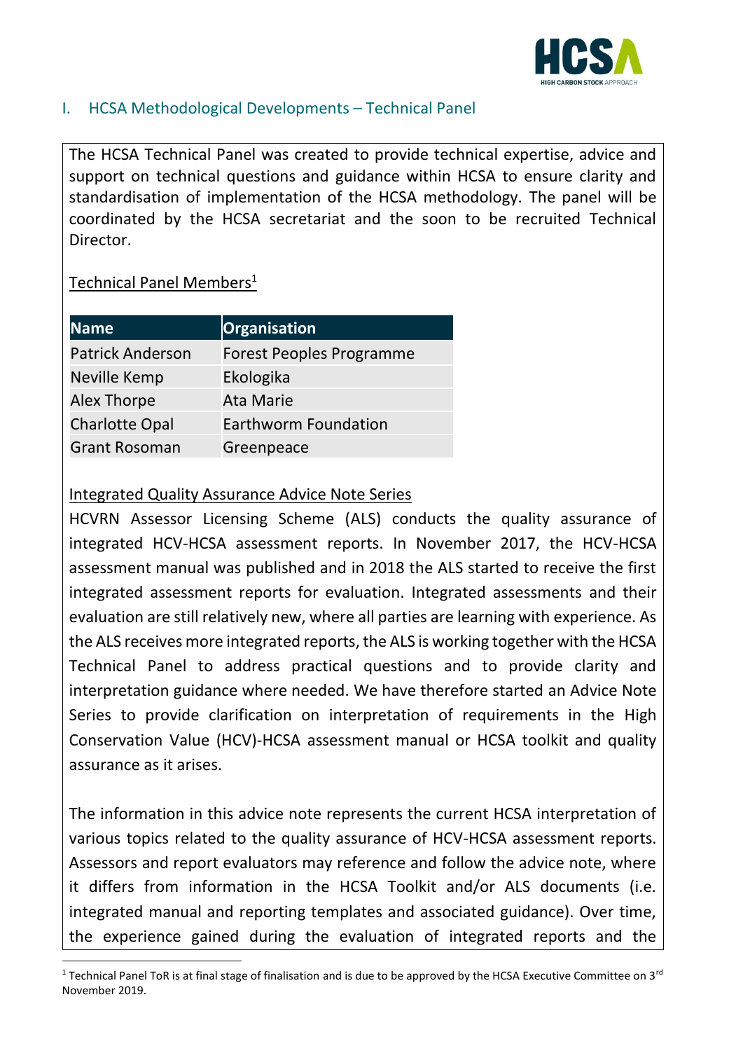## I. HCSA Methodological Developments – Technical Panel

The HCSA Technical Panel was created to provide technical expertise, advice and support on technical questions and guidance within HCSA to ensure clarity and standardisation of implementation of the HCSA methodology. The panel will be coordinated by the HCSA secretariat and the soon to be recruited Technical Director.

Technical Panel Members[1]

| Name | Organisation |
|---|---|
| Patrick Anderson | Forest Peoples Programme |
| Neville Kemp | Ekologika |
| Alex Thorpe | Ata Marie |
| Charlotte Opal | Earthworm Foundation |
| Grant Rosoman | Greenpeace |

Integrated Quality Assurance Advice Note Series

HCVRN Assessor Licensing Scheme (ALS) conducts the quality assurance of integrated HCV-HCSA assessment reports. In November 2017, the HCV-HCSA assessment manual was published and in 2018 the ALS started to receive the first integrated assessment reports for evaluation. Integrated assessments and their evaluation are still relatively new, where all parties are learning with experience. As the ALS receives more integrated reports, the ALS is working together with the HCSA Technical Panel to address practical questions and to provide clarity and interpretation guidance where needed. We have therefore started an Advice Note Series to provide clarification on interpretation of requirements in the High Conservation Value (HCV)-HCSA assessment manual or HCSA toolkit and quality assurance as it arises.

The information in this advice note represents the current HCSA interpretation of various topics related to the quality assurance of HCV-HCSA assessment reports. Assessors and report evaluators may reference and follow the advice note, where it differs from information in the HCSA Toolkit and/or ALS documents (i.e. integrated manual and reporting templates and associated guidance). Over time, the experience gained during the evaluation of integrated reports and the

[1] Technical Panel ToR is at final stage of finalisation and is due to be approved by the HCSA Executive Committee on 3rd November 2019.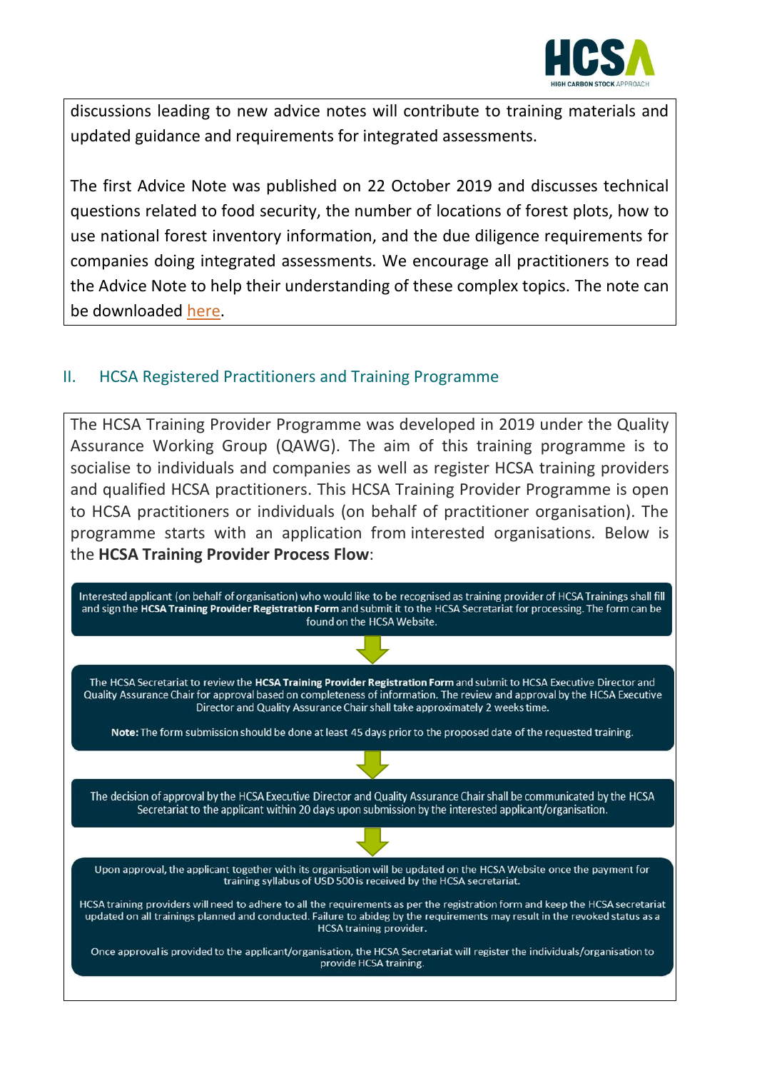discussions leading to new advice notes will contribute to training materials and updated guidance and requirements for integrated assessments.

The first Advice Note was published on 22 October 2019 and discusses technical questions related to food security, the number of locations of forest plots, how to use national forest inventory information, and the due diligence requirements for companies doing integrated assessments. We encourage all practitioners to read the Advice Note to help their understanding of these complex topics. The note can be downloaded here.

## II. HCSA Registered Practitioners and Training Programme

The HCSA Training Provider Programme was developed in 2019 under the Quality Assurance Working Group (QAWG). The aim of this training programme is to socialise to individuals and companies as well as register HCSA training providers and qualified HCSA practitioners. This HCSA Training Provider Programme is open to HCSA practitioners or individuals (on behalf of practitioner organisation). The programme starts with an application from interested organisations. Below is the **HCSA Training Provider Process Flow**:

Interested applicant (on behalf of organisation) who would like to be recognised as training provider of HCSA Trainings shall fill and sign the **HCSA Training Provider Registration Form** and submit it to the HCSA Secretariat for processing. The form can be found on the HCSA Website.

↓

The HCSA Secretariat to review the **HCSA Training Provider Registration Form** and submit to HCSA Executive Director and Quality Assurance Chair for approval based on completeness of information. The review and approval by the HCSA Executive Director and Quality Assurance Chair shall take approximately 2 weeks time.

**Note:** The form submission should be done at least 45 days prior to the proposed date of the requested training.

↓

The decision of approval by the HCSA Executive Director and Quality Assurance Chair shall be communicated by the HCSA Secretariat to the applicant within 20 days upon submission by the interested applicant/organisation.

↓

Upon approval, the applicant together with its organisation will be updated on the HCSA Website once the payment for training syllabus of USD 500 is received by the HCSA secretariat.

HCSA training providers will need to adhere to all the requirements as per the registration form and keep the HCSA secretariat updated on all trainings planned and conducted. Failure to abideg by the requirements may result in the revoked status as a HCSA training provider.

Once approval is provided to the applicant/organisation, the HCSA Secretariat will register the individuals/organisation to provide HCSA training.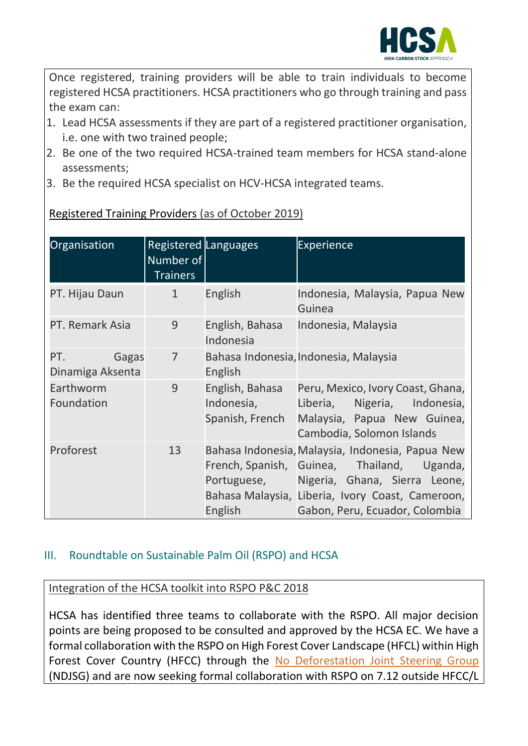Once registered, training providers will be able to train individuals to become registered HCSA practitioners. HCSA practitioners who go through training and pass the exam can:

1. Lead HCSA assessments if they are part of a registered practitioner organisation, i.e. one with two trained people;
2. Be one of the two required HCSA-trained team members for HCSA stand-alone assessments;
3. Be the required HCSA specialist on HCV-HCSA integrated teams.

Registered Training Providers (as of October 2019)

| Organisation | Registered Number of Trainers | Languages | Experience |
|---|---|---|---|
| PT. Hijau Daun | 1 | English | Indonesia, Malaysia, Papua New Guinea |
| PT. Remark Asia | 9 | English, Bahasa Indonesia | Indonesia, Malaysia |
| PT. Gagas Dinamiga Aksenta | 7 | Bahasa Indonesia, English | Indonesia, Malaysia |
| Earthworm Foundation | 9 | English, Bahasa Indonesia, Spanish, French | Peru, Mexico, Ivory Coast, Ghana, Liberia, Nigeria, Indonesia, Malaysia, Papua New Guinea, Cambodia, Solomon Islands |
| Proforest | 13 | Bahasa Indonesia, French, Spanish, Portuguese, Bahasa Malaysia, English | Malaysia, Indonesia, Papua New Guinea, Thailand, Uganda, Nigeria, Ghana, Sierra Leone, Liberia, Ivory Coast, Cameroon, Gabon, Peru, Ecuador, Colombia |

## III. Roundtable on Sustainable Palm Oil (RSPO) and HCSA

Integration of the HCSA toolkit into RSPO P&C 2018

HCSA has identified three teams to collaborate with the RSPO. All major decision points are being proposed to be consulted and approved by the HCSA EC. We have a formal collaboration with the RSPO on High Forest Cover Landscape (HFCL) within High Forest Cover Country (HFCC) through the No Deforestation Joint Steering Group (NDJSG) and are now seeking formal collaboration with RSPO on 7.12 outside HFCC/L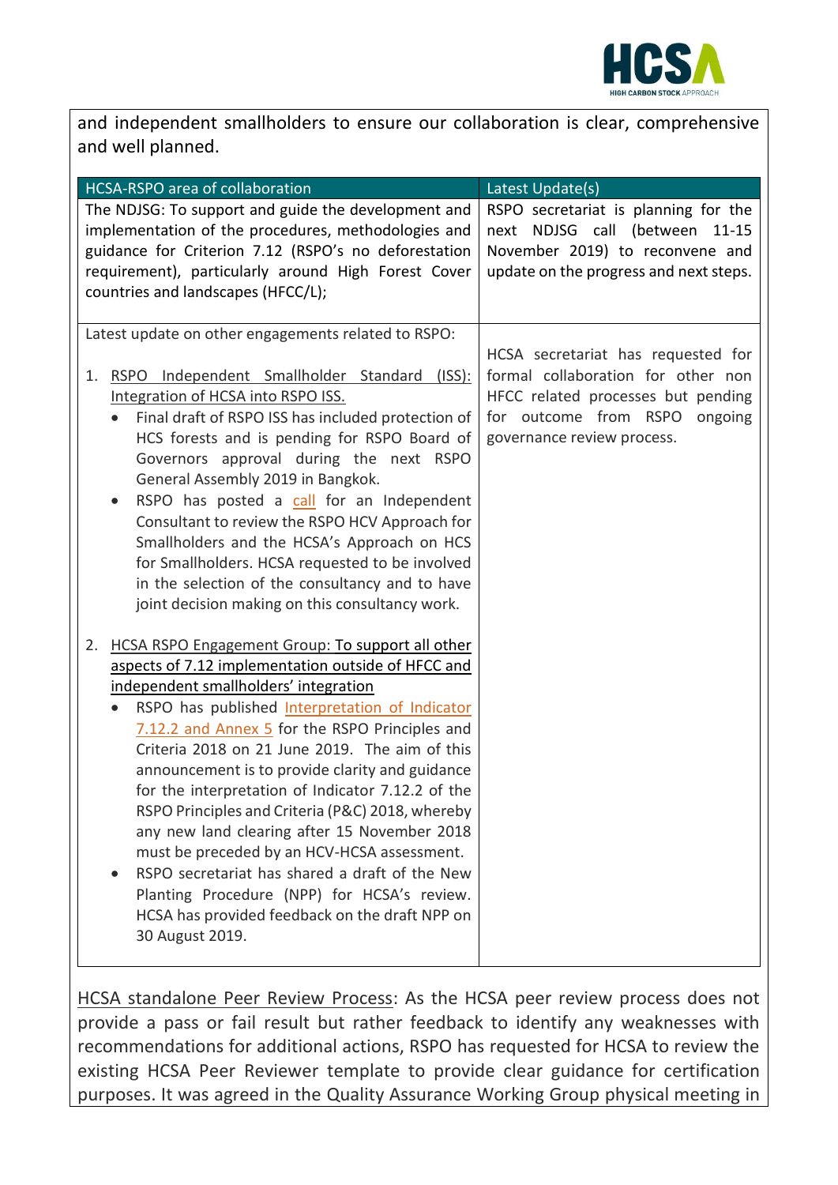and independent smallholders to ensure our collaboration is clear, comprehensive and well planned.

| HCSA-RSPO area of collaboration | Latest Update(s) |
|---|---|
| The NDJSG: To support and guide the development and implementation of the procedures, methodologies and guidance for Criterion 7.12 (RSPO's no deforestation requirement), particularly around High Forest Cover countries and landscapes (HFCC/L); | RSPO secretariat is planning for the next NDJSG call (between 11-15 November 2019) to reconvene and update on the progress and next steps. |
| Latest update on other engagements related to RSPO:<br><br>1. <u>RSPO Independent Smallholder Standard (ISS): Integration of HCSA into RSPO ISS.</u><br>• Final draft of RSPO ISS has included protection of HCS forests and is pending for RSPO Board of Governors approval during the next RSPO General Assembly 2019 in Bangkok.<br>• RSPO has posted a call for an Independent Consultant to review the RSPO HCV Approach for Smallholders and the HCSA's Approach on HCS for Smallholders. HCSA requested to be involved in the selection of the consultancy and to have joint decision making on this consultancy work.<br><br>2. <u>HCSA RSPO Engagement Group: To support all other aspects of 7.12 implementation outside of HFCC and independent smallholders' integration</u><br>• RSPO has published Interpretation of Indicator 7.12.2 and Annex 5 for the RSPO Principles and Criteria 2018 on 21 June 2019. The aim of this announcement is to provide clarity and guidance for the interpretation of Indicator 7.12.2 of the RSPO Principles and Criteria (P&C) 2018, whereby any new land clearing after 15 November 2018 must be preceded by an HCV-HCSA assessment.<br>• RSPO secretariat has shared a draft of the New Planting Procedure (NPP) for HCSA's review. HCSA has provided feedback on the draft NPP on 30 August 2019. | HCSA secretariat has requested for formal collaboration for other non HFCC related processes but pending for outcome from RSPO ongoing governance review process. |

<u>HCSA standalone Peer Review Process</u>: As the HCSA peer review process does not provide a pass or fail result but rather feedback to identify any weaknesses with recommendations for additional actions, RSPO has requested for HCSA to review the existing HCSA Peer Reviewer template to provide clear guidance for certification purposes. It was agreed in the Quality Assurance Working Group physical meeting in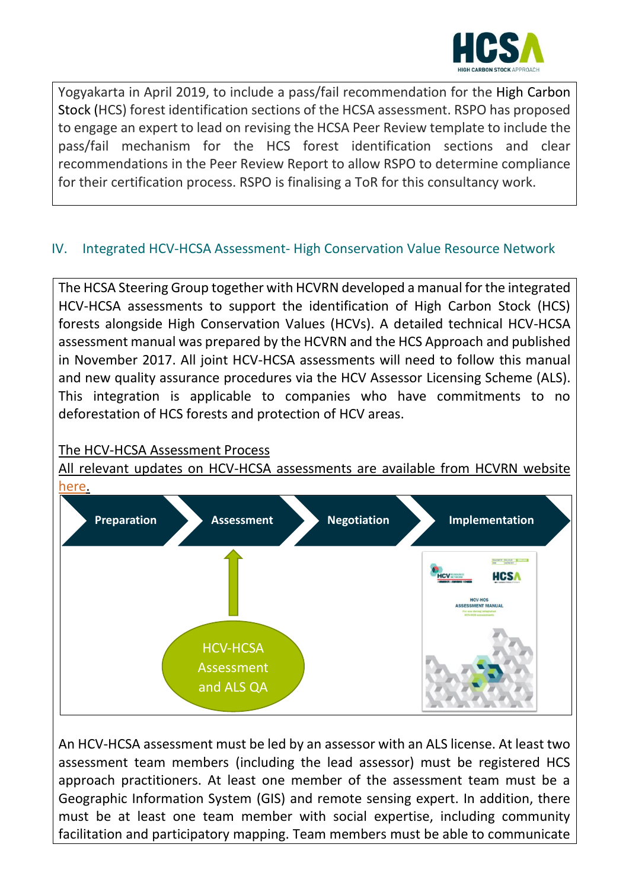Yogyakarta in April 2019, to include a pass/fail recommendation for the High Carbon Stock (HCS) forest identification sections of the HCSA assessment. RSPO has proposed to engage an expert to lead on revising the HCSA Peer Review template to include the pass/fail mechanism for the HCS forest identification sections and clear recommendations in the Peer Review Report to allow RSPO to determine compliance for their certification process. RSPO is finalising a ToR for this consultancy work.

## IV. Integrated HCV-HCSA Assessment- High Conservation Value Resource Network

The HCSA Steering Group together with HCVRN developed a manual for the integrated HCV-HCSA assessments to support the identification of High Carbon Stock (HCS) forests alongside High Conservation Values (HCVs). A detailed technical HCV-HCSA assessment manual was prepared by the HCVRN and the HCS Approach and published in November 2017. All joint HCV-HCSA assessments will need to follow this manual and new quality assurance procedures via the HCV Assessor Licensing Scheme (ALS). This integration is applicable to companies who have commitments to no deforestation of HCS forests and protection of HCV areas.

The HCV-HCSA Assessment Process

All relevant updates on HCV-HCSA assessments are available from HCVRN website here.

Preparation → Assessment → Negotiation → Implementation

HCV-HCSA Assessment and ALS QA

An HCV-HCSA assessment must be led by an assessor with an ALS license. At least two assessment team members (including the lead assessor) must be registered HCS approach practitioners. At least one member of the assessment team must be a Geographic Information System (GIS) and remote sensing expert. In addition, there must be at least one team member with social expertise, including community facilitation and participatory mapping. Team members must be able to communicate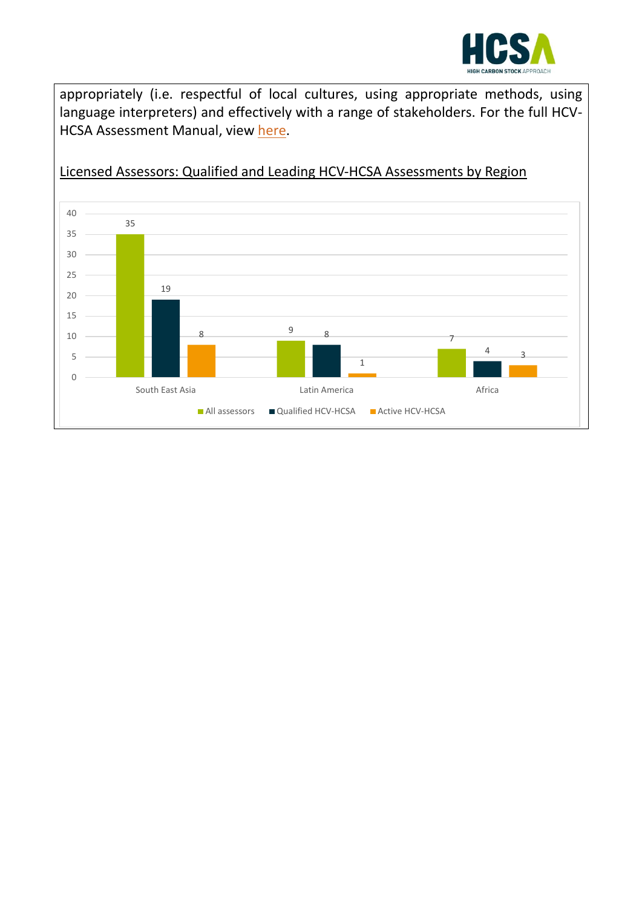appropriately (i.e. respectful of local cultures, using appropriate methods, using language interpreters) and effectively with a range of stakeholders. For the full HCV-HCSA Assessment Manual, view here.

Licensed Assessors: Qualified and Leading HCV-HCSA Assessments by Region

40
35
30
25
20
15
10
5
0

35
19
8
9
8
1
7
4
3

South East Asia
Latin America
Africa

All assessors
Qualified HCV-HCSA
Active HCV-HCSA